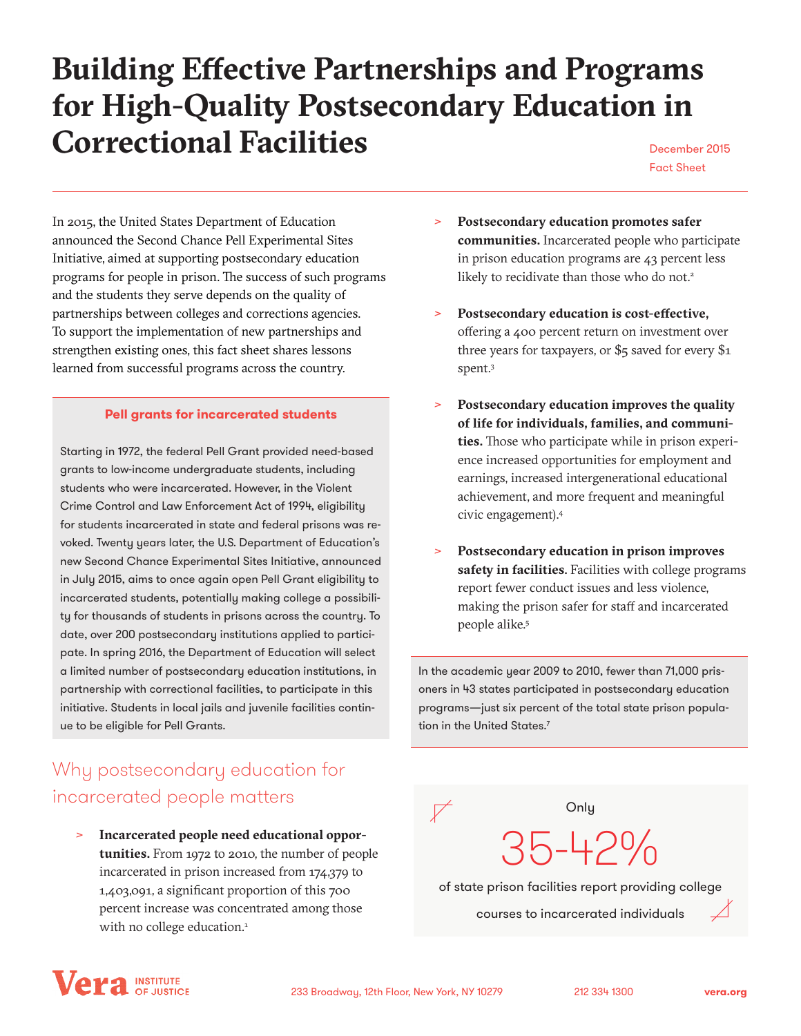# Building Effective Partnerships and Programs for High-Quality Postsecondary Education in Correctional Facilities

December 2015
Fact Sheet

In 2015, the United States Department of Education announced the Second Chance Pell Experimental Sites Initiative, aimed at supporting postsecondary education programs for people in prison. The success of such programs and the students they serve depends on the quality of partnerships between colleges and corrections agencies. To support the implementation of new partnerships and strengthen existing ones, this fact sheet shares lessons learned from successful programs across the country.

### Pell grants for incarcerated students

Starting in 1972, the federal Pell Grant provided need-based grants to low-income undergraduate students, including students who were incarcerated. However, in the Violent Crime Control and Law Enforcement Act of 1994, eligibility for students incarcerated in state and federal prisons was revoked. Twenty years later, the U.S. Department of Education's new Second Chance Experimental Sites Initiative, announced in July 2015, aims to once again open Pell Grant eligibility to incarcerated students, potentially making college a possibility for thousands of students in prisons across the country. To date, over 200 postsecondary institutions applied to participate. In spring 2016, the Department of Education will select a limited number of postsecondary education institutions, in partnership with correctional facilities, to participate in this initiative. Students in local jails and juvenile facilities continue to be eligible for Pell Grants.

## Why postsecondary education for incarcerated people matters

- **Incarcerated people need educational opportunities.** From 1972 to 2010, the number of people incarcerated in prison increased from 174,379 to 1,403,091, a significant proportion of this 700 percent increase was concentrated among those with no college education.[1]
- **Postsecondary education promotes safer communities.** Incarcerated people who participate in prison education programs are 43 percent less likely to recidivate than those who do not.[2]
- **Postsecondary education is cost-effective,** offering a 400 percent return on investment over three years for taxpayers, or $5 saved for every $1 spent.[3]
- **Postsecondary education improves the quality of life for individuals, families, and communities.** Those who participate while in prison experience increased opportunities for employment and earnings, increased intergenerational educational achievement, and more frequent and meaningful civic engagement).[4]
- **Postsecondary education in prison improves safety in facilities.** Facilities with college programs report fewer conduct issues and less violence, making the prison safer for staff and incarcerated people alike.[5]

In the academic year 2009 to 2010, fewer than 71,000 prisoners in 43 states participated in postsecondary education programs—just six percent of the total state prison population in the United States.[7]

Only

**35-42%**

of state prison facilities report providing college courses to incarcerated individuals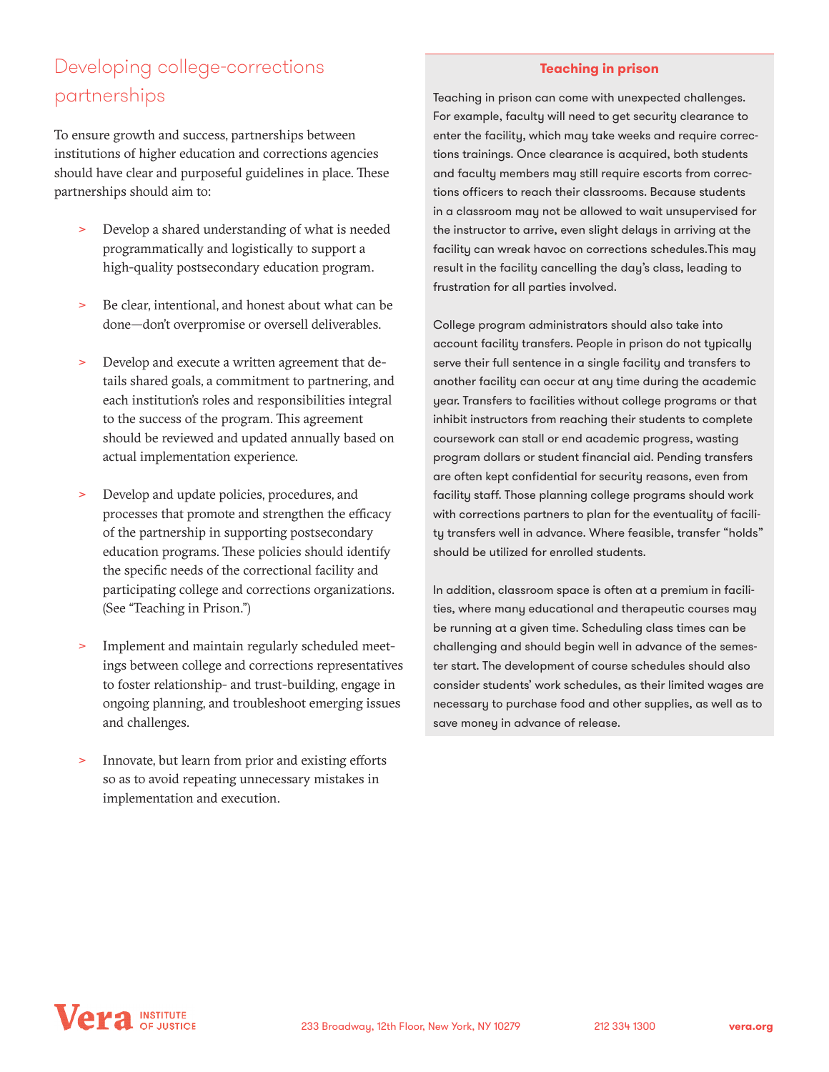## Developing college-corrections partnerships

To ensure growth and success, partnerships between institutions of higher education and corrections agencies should have clear and purposeful guidelines in place. These partnerships should aim to:

- Develop a shared understanding of what is needed programmatically and logistically to support a high-quality postsecondary education program.
- Be clear, intentional, and honest about what can be done—don't overpromise or oversell deliverables.
- Develop and execute a written agreement that details shared goals, a commitment to partnering, and each institution's roles and responsibilities integral to the success of the program. This agreement should be reviewed and updated annually based on actual implementation experience.
- Develop and update policies, procedures, and processes that promote and strengthen the efficacy of the partnership in supporting postsecondary education programs. These policies should identify the specific needs of the correctional facility and participating college and corrections organizations. (See "Teaching in Prison.")
- Implement and maintain regularly scheduled meetings between college and corrections representatives to foster relationship- and trust-building, engage in ongoing planning, and troubleshoot emerging issues and challenges.
- Innovate, but learn from prior and existing efforts so as to avoid repeating unnecessary mistakes in implementation and execution.

### Teaching in prison

Teaching in prison can come with unexpected challenges. For example, faculty will need to get security clearance to enter the facility, which may take weeks and require corrections trainings. Once clearance is acquired, both students and faculty members may still require escorts from corrections officers to reach their classrooms. Because students in a classroom may not be allowed to wait unsupervised for the instructor to arrive, even slight delays in arriving at the facility can wreak havoc on corrections schedules.This may result in the facility cancelling the day's class, leading to frustration for all parties involved.

College program administrators should also take into account facility transfers. People in prison do not typically serve their full sentence in a single facility and transfers to another facility can occur at any time during the academic year. Transfers to facilities without college programs or that inhibit instructors from reaching their students to complete coursework can stall or end academic progress, wasting program dollars or student financial aid. Pending transfers are often kept confidential for security reasons, even from facility staff. Those planning college programs should work with corrections partners to plan for the eventuality of facility transfers well in advance. Where feasible, transfer "holds" should be utilized for enrolled students.

In addition, classroom space is often at a premium in facilities, where many educational and therapeutic courses may be running at a given time. Scheduling class times can be challenging and should begin well in advance of the semester start. The development of course schedules should also consider students' work schedules, as their limited wages are necessary to purchase food and other supplies, as well as to save money in advance of release.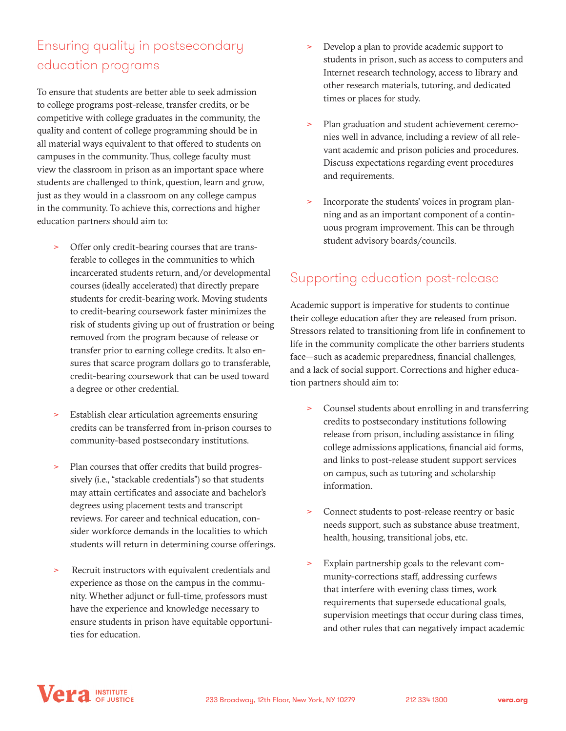## Ensuring quality in postsecondary education programs

To ensure that students are better able to seek admission to college programs post-release, transfer credits, or be competitive with college graduates in the community, the quality and content of college programming should be in all material ways equivalent to that offered to students on campuses in the community. Thus, college faculty must view the classroom in prison as an important space where students are challenged to think, question, learn and grow, just as they would in a classroom on any college campus in the community. To achieve this, corrections and higher education partners should aim to:

> Offer only credit-bearing courses that are transferable to colleges in the communities to which incarcerated students return, and/or developmental courses (ideally accelerated) that directly prepare students for credit-bearing work. Moving students to credit-bearing coursework faster minimizes the risk of students giving up out of frustration or being removed from the program because of release or transfer prior to earning college credits. It also ensures that scarce program dollars go to transferable, credit-bearing coursework that can be used toward a degree or other credential.

> Establish clear articulation agreements ensuring credits can be transferred from in-prison courses to community-based postsecondary institutions.

> Plan courses that offer credits that build progressively (i.e., "stackable credentials") so that students may attain certificates and associate and bachelor's degrees using placement tests and transcript reviews. For career and technical education, consider workforce demands in the localities to which students will return in determining course offerings.

> Recruit instructors with equivalent credentials and experience as those on the campus in the community. Whether adjunct or full-time, professors must have the experience and knowledge necessary to ensure students in prison have equitable opportunities for education.

> Develop a plan to provide academic support to students in prison, such as access to computers and Internet research technology, access to library and other research materials, tutoring, and dedicated times or places for study.

> Plan graduation and student achievement ceremonies well in advance, including a review of all relevant academic and prison policies and procedures. Discuss expectations regarding event procedures and requirements.

> Incorporate the students' voices in program planning and as an important component of a continuous program improvement. This can be through student advisory boards/councils.

## Supporting education post-release

Academic support is imperative for students to continue their college education after they are released from prison. Stressors related to transitioning from life in confinement to life in the community complicate the other barriers students face—such as academic preparedness, financial challenges, and a lack of social support. Corrections and higher education partners should aim to:

> Counsel students about enrolling in and transferring credits to postsecondary institutions following release from prison, including assistance in filing college admissions applications, financial aid forms, and links to post-release student support services on campus, such as tutoring and scholarship information.

> Connect students to post-release reentry or basic needs support, such as substance abuse treatment, health, housing, transitional jobs, etc.

> Explain partnership goals to the relevant community-corrections staff, addressing curfews that interfere with evening class times, work requirements that supersede educational goals, supervision meetings that occur during class times, and other rules that can negatively impact academic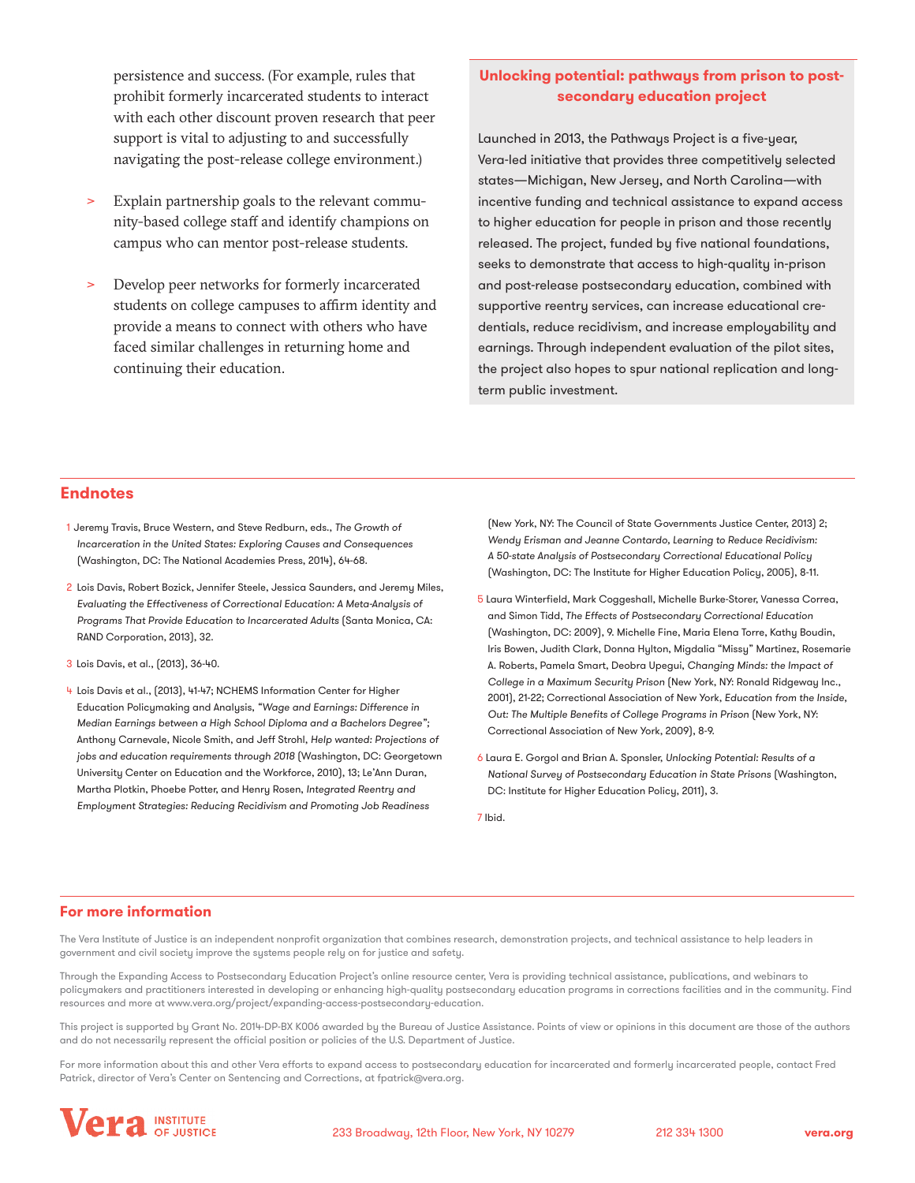persistence and success. (For example, rules that prohibit formerly incarcerated students to interact with each other discount proven research that peer support is vital to adjusting to and successfully navigating the post-release college environment.)

> Explain partnership goals to the relevant community-based college staff and identify champions on campus who can mentor post-release students.

> Develop peer networks for formerly incarcerated students on college campuses to affirm identity and provide a means to connect with others who have faced similar challenges in returning home and continuing their education.

**Unlocking potential: pathways from prison to post-secondary education project**

Launched in 2013, the Pathways Project is a five-year, Vera-led initiative that provides three competitively selected states—Michigan, New Jersey, and North Carolina—with incentive funding and technical assistance to expand access to higher education for people in prison and those recently released. The project, funded by five national foundations, seeks to demonstrate that access to high-quality in-prison and post-release postsecondary education, combined with supportive reentry services, can increase educational credentials, reduce recidivism, and increase employability and earnings. Through independent evaluation of the pilot sites, the project also hopes to spur national replication and long-term public investment.

## Endnotes

1 Jeremy Travis, Bruce Western, and Steve Redburn, eds., *The Growth of Incarceration in the United States: Exploring Causes and Consequences* (Washington, DC: The National Academies Press, 2014), 64-68.

2 Lois Davis, Robert Bozick, Jennifer Steele, Jessica Saunders, and Jeremy Miles, *Evaluating the Effectiveness of Correctional Education: A Meta-Analysis of Programs That Provide Education to Incarcerated Adults* (Santa Monica, CA: RAND Corporation, 2013), 32.

3 Lois Davis, et al., (2013), 36-40.

4 Lois Davis et al., (2013), 41-47; NCHEMS Information Center for Higher Education Policymaking and Analysis, *"Wage and Earnings: Difference in Median Earnings between a High School Diploma and a Bachelors Degree"*; Anthony Carnevale, Nicole Smith, and Jeff Strohl, *Help wanted: Projections of jobs and education requirements through 2018* (Washington, DC: Georgetown University Center on Education and the Workforce, 2010), 13; Le'Ann Duran, Martha Plotkin, Phoebe Potter, and Henry Rosen, *Integrated Reentry and Employment Strategies: Reducing Recidivism and Promoting Job Readiness* (New York, NY: The Council of State Governments Justice Center, 2013) 2; *Wendy Erisman and Jeanne Contardo, Learning to Reduce Recidivism: A 50-state Analysis of Postsecondary Correctional Educational Policy* (Washington, DC: The Institute for Higher Education Policy, 2005), 8-11.

5 Laura Winterfield, Mark Coggeshall, Michelle Burke-Storer, Vanessa Correa, and Simon Tidd, *The Effects of Postsecondary Correctional Education* (Washington, DC: 2009), 9. Michelle Fine, Maria Elena Torre, Kathy Boudin, Iris Bowen, Judith Clark, Donna Hylton, Migdalia "Missy" Martinez, Rosemarie A. Roberts, Pamela Smart, Deobra Upegui, *Changing Minds: the Impact of College in a Maximum Security Prison* (New York, NY: Ronald Ridgeway Inc., 2001), 21-22; Correctional Association of New York, *Education from the Inside, Out: The Multiple Benefits of College Programs in Prison* (New York, NY: Correctional Association of New York, 2009), 8-9.

6 Laura E. Gorgol and Brian A. Sponsler, *Unlocking Potential: Results of a National Survey of Postsecondary Education in State Prisons* (Washington, DC: Institute for Higher Education Policy, 2011), 3.

7 Ibid.

## For more information

The Vera Institute of Justice is an independent nonprofit organization that combines research, demonstration projects, and technical assistance to help leaders in government and civil society improve the systems people rely on for justice and safety.

Through the Expanding Access to Postsecondary Education Project's online resource center, Vera is providing technical assistance, publications, and webinars to policymakers and practitioners interested in developing or enhancing high-quality postsecondary education programs in corrections facilities and in the community. Find resources and more at www.vera.org/project/expanding-access-postsecondary-education.

This project is supported by Grant No. 2014-DP-BX K006 awarded by the Bureau of Justice Assistance. Points of view or opinions in this document are those of the authors and do not necessarily represent the official position or policies of the U.S. Department of Justice.

For more information about this and other Vera efforts to expand access to postsecondary education for incarcerated and formerly incarcerated people, contact Fred Patrick, director of Vera's Center on Sentencing and Corrections, at fpatrick@vera.org.

Vera INSTITUTE OF JUSTICE 233 Broadway, 12th Floor, New York, NY 10279 212 334 1300 vera.org